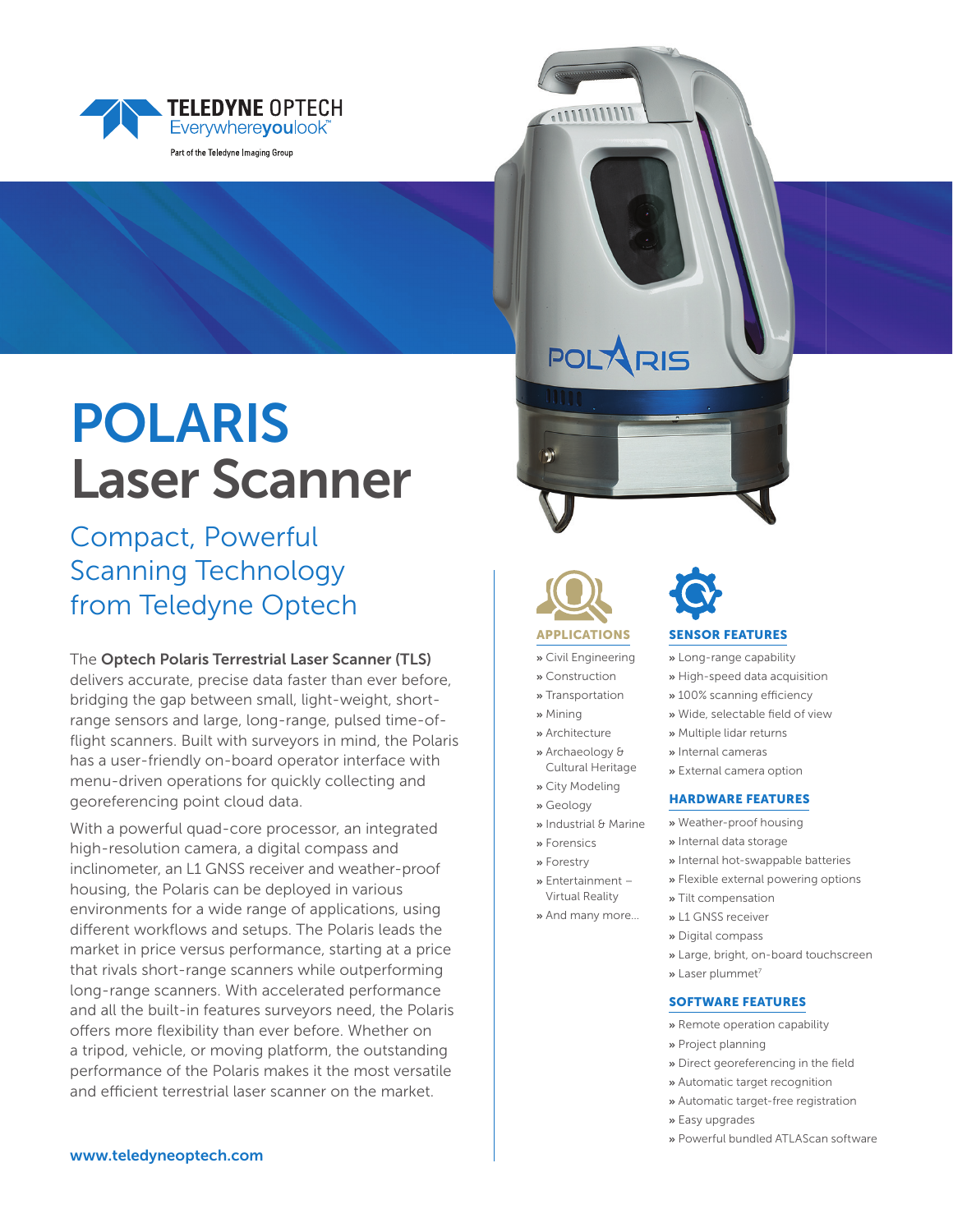TELEDYNE OPTECH
Everywhereyoulook™
Part of the Teledyne Imaging Group

# POLARIS Laser Scanner

## Compact, Powerful Scanning Technology from Teledyne Optech

The **Optech Polaris Terrestrial Laser Scanner (TLS)** delivers accurate, precise data faster than ever before, bridging the gap between small, light-weight, short-range sensors and large, long-range, pulsed time-of-flight scanners. Built with surveyors in mind, the Polaris has a user-friendly on-board operator interface with menu-driven operations for quickly collecting and georeferencing point cloud data.

With a powerful quad-core processor, an integrated high-resolution camera, a digital compass and inclinometer, an L1 GNSS receiver and weather-proof housing, the Polaris can be deployed in various environments for a wide range of applications, using different workflows and setups. The Polaris leads the market in price versus performance, starting at a price that rivals short-range scanners while outperforming long-range scanners. With accelerated performance and all the built-in features surveyors need, the Polaris offers more flexibility than ever before. Whether on a tripod, vehicle, or moving platform, the outstanding performance of the Polaris makes it the most versatile and efficient terrestrial laser scanner on the market.

### APPLICATIONS

» Civil Engineering
» Construction
» Transportation
» Mining
» Architecture
» Archaeology & Cultural Heritage
» City Modeling
» Geology
» Industrial & Marine
» Forensics
» Forestry
» Entertainment – Virtual Reality
» And many more...

### SENSOR FEATURES

» Long-range capability
» High-speed data acquisition
» 100% scanning efficiency
» Wide, selectable field of view
» Multiple lidar returns
» Internal cameras
» External camera option

### HARDWARE FEATURES

» Weather-proof housing
» Internal data storage
» Internal hot-swappable batteries
» Flexible external powering options
» Tilt compensation
» L1 GNSS receiver
» Digital compass
» Large, bright, on-board touchscreen
» Laser plummet[7]

### SOFTWARE FEATURES

» Remote operation capability
» Project planning
» Direct georeferencing in the field
» Automatic target recognition
» Automatic target-free registration
» Easy upgrades
» Powerful bundled ATLAScan software

www.teledyneoptech.com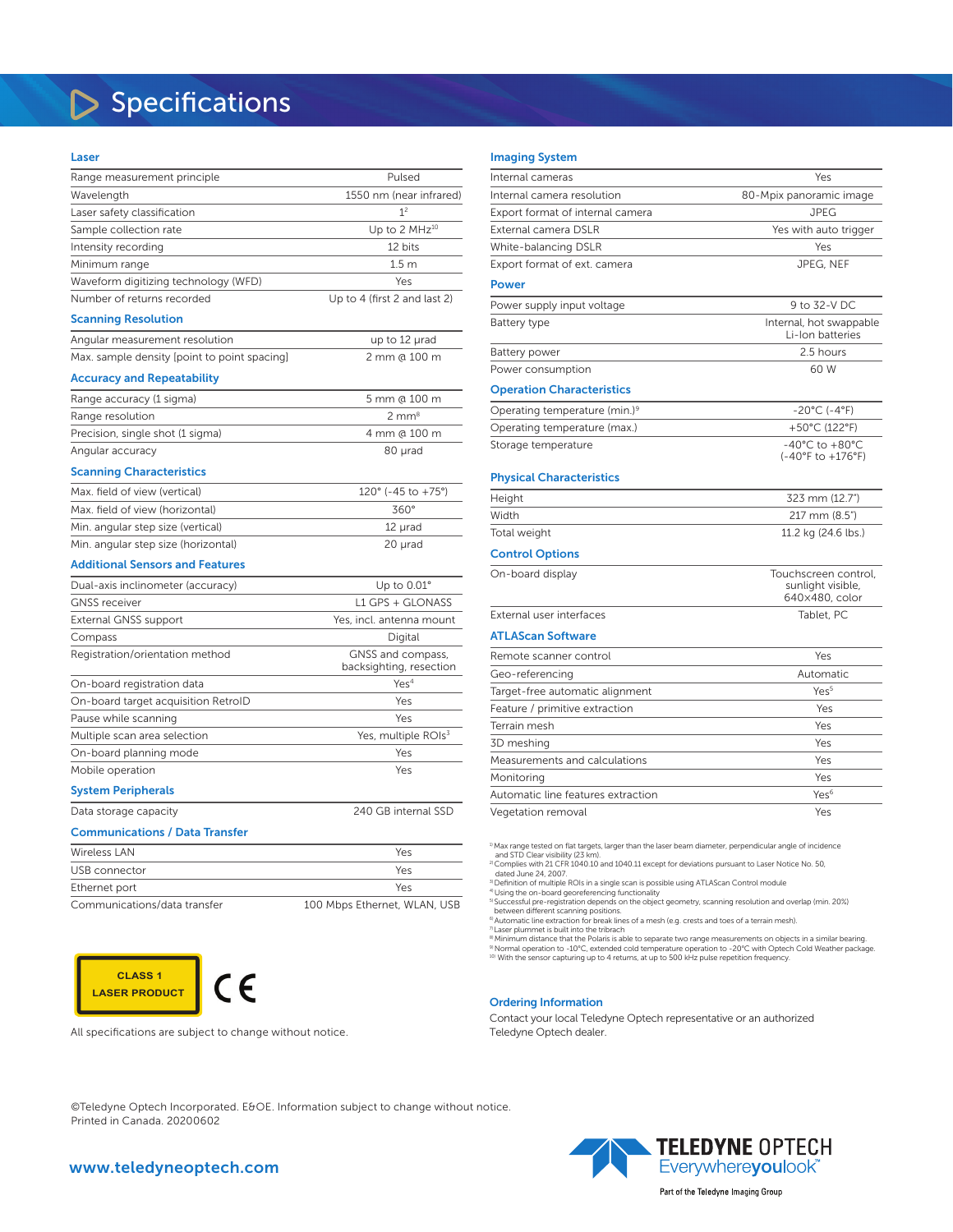# Specifications

## Laser

| | |
|---|---|
| Range measurement principle | Pulsed |
| Wavelength | 1550 nm (near infrared) |
| Laser safety classification | 1[2] |
| Sample collection rate | Up to 2 MHz[10] |
| Intensity recording | 12 bits |
| Minimum range | 1.5 m |
| Waveform digitizing technology (WFD) | Yes |
| Number of returns recorded | Up to 4 (first 2 and last 2) |

## Scanning Resolution

| | |
|---|---|
| Angular measurement resolution | up to 12 µrad |
| Max. sample density [point to point spacing] | 2 mm @ 100 m |

## Accuracy and Repeatability

| | |
|---|---|
| Range accuracy (1 sigma) | 5 mm @ 100 m |
| Range resolution | 2 mm[8] |
| Precision, single shot (1 sigma) | 4 mm @ 100 m |
| Angular accuracy | 80 µrad |

## Scanning Characteristics

| | |
|---|---|
| Max. field of view (vertical) | 120° (-45 to +75°) |
| Max. field of view (horizontal) | 360° |
| Min. angular step size (vertical) | 12 µrad |
| Min. angular step size (horizontal) | 20 µrad |

## Additional Sensors and Features

| | |
|---|---|
| Dual-axis inclinometer (accuracy) | Up to 0.01° |
| GNSS receiver | L1 GPS + GLONASS |
| External GNSS support | Yes, incl. antenna mount |
| Compass | Digital |
| Registration/orientation method | GNSS and compass, backsighting, resection |
| On-board registration data | Yes[4] |
| On-board target acquisition RetroID | Yes |
| Pause while scanning | Yes |
| Multiple scan area selection | Yes, multiple ROIs[3] |
| On-board planning mode | Yes |
| Mobile operation | Yes |

## System Peripherals

| | |
|---|---|
| Data storage capacity | 240 GB internal SSD |

## Communications / Data Transfer

| | |
|---|---|
| Wireless LAN | Yes |
| USB connector | Yes |
| Ethernet port | Yes |
| Communications/data transfer | 100 Mbps Ethernet, WLAN, USB |

CLASS 1 LASER PRODUCT

CE

All specifications are subject to change without notice.

## Imaging System

| | |
|---|---|
| Internal cameras | Yes |
| Internal camera resolution | 80-Mpix panoramic image |
| Export format of internal camera | JPEG |
| External camera DSLR | Yes with auto trigger |
| White-balancing DSLR | Yes |
| Export format of ext. camera | JPEG, NEF |

## Power

| | |
|---|---|
| Power supply input voltage | 9 to 32-V DC |
| Battery type | Internal, hot swappable Li-Ion batteries |
| Battery power | 2.5 hours |
| Power consumption | 60 W |

## Operation Characteristics

| | |
|---|---|
| Operating temperature (min.)[9] | -20°C (-4°F) |
| Operating temperature (max.) | +50°C (122°F) |
| Storage temperature | -40°C to +80°C (-40°F to +176°F) |

## Physical Characteristics

| | |
|---|---|
| Height | 323 mm (12.7") |
| Width | 217 mm (8.5") |
| Total weight | 11.2 kg (24.6 lbs.) |

## Control Options

| | |
|---|---|
| On-board display | Touchscreen control, sunlight visible, 640x480, color |
| External user interfaces | Tablet, PC |

## ATLAScan Software

| | |
|---|---|
| Remote scanner control | Yes |
| Geo-referencing | Automatic |
| Target-free automatic alignment | Yes[5] |
| Feature / primitive extraction | Yes |
| Terrain mesh | Yes |
| 3D meshing | Yes |
| Measurements and calculations | Yes |
| Monitoring | Yes |
| Automatic line features extraction | Yes[6] |
| Vegetation removal | Yes |

[1] Max range tested on flat targets, larger than the laser beam diameter, perpendicular angle of incidence and STD Clear visibility (23 km).
[2] Complies with 21 CFR 1040.10 and 1040.11 except for deviations pursuant to Laser Notice No. 50, dated June 24, 2007.
[3] Definition of multiple ROIs in a single scan is possible using ATLAScan Control module
[4] Using the on-board georeferencing functionality
[5] Successful pre-registration depends on the object geometry, scanning resolution and overlap (min. 20%) between different scanning positions.
[6] Automatic line extraction for break lines of a mesh (e.g. crests and toes of a terrain mesh).
[7] Laser plummet is built into the tribrach
[8] Minimum distance that the Polaris is able to separate two range measurements on objects in a similar bearing.
[9] Normal operation to -10°C, extended cold temperature operation to -20°C with Optech Cold Weather package.
[10] With the sensor capturing up to 4 returns, at up to 500 kHz pulse repetition frequency.

## Ordering Information

Contact your local Teledyne Optech representative or an authorized Teledyne Optech dealer.

©Teledyne Optech Incorporated. E&OE. Information subject to change without notice. Printed in Canada. 20200602

www.teledyneoptech.com

TELEDYNE OPTECH
Everywhereyoulook™
Part of the Teledyne Imaging Group